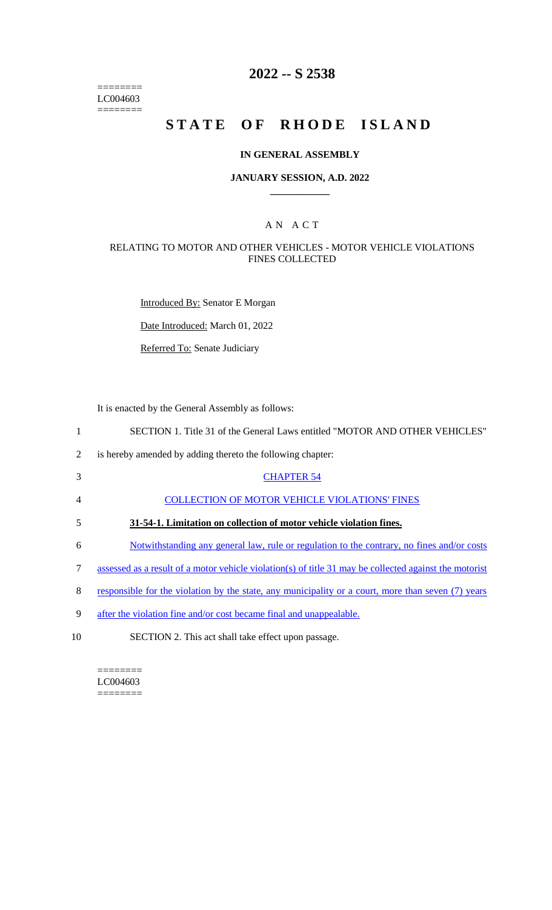========
LC004603
========

# 2022 -- S 2538

# STATE OF RHODE ISLAND

### IN GENERAL ASSEMBLY

### JANUARY SESSION, A.D. 2022

## A N A C T

### RELATING TO MOTOR AND OTHER VEHICLES - MOTOR VEHICLE VIOLATIONS FINES COLLECTED

Introduced By: Senator E Morgan

Date Introduced: March 01, 2022

Referred To: Senate Judiciary

It is enacted by the General Assembly as follows:

1 SECTION 1. Title 31 of the General Laws entitled "MOTOR AND OTHER VEHICLES"

2 is hereby amended by adding thereto the following chapter:

3 CHAPTER 54

4 COLLECTION OF MOTOR VEHICLE VIOLATIONS' FINES

5 **31-54-1. Limitation on collection of motor vehicle violation fines.**

6 Notwithstanding any general law, rule or regulation to the contrary, no fines and/or costs

7 assessed as a result of a motor vehicle violation(s) of title 31 may be collected against the motorist

8 responsible for the violation by the state, any municipality or a court, more than seven (7) years

9 after the violation fine and/or cost became final and unappealable.

10 SECTION 2. This act shall take effect upon passage.

========
LC004603
========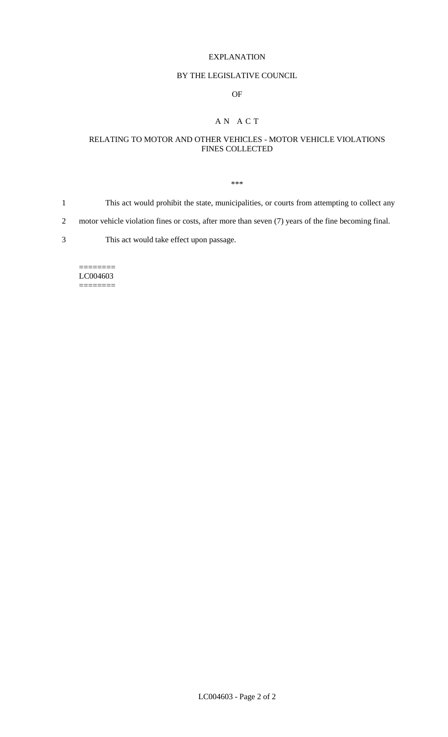EXPLANATION

BY THE LEGISLATIVE COUNCIL

OF

A N A C T

RELATING TO MOTOR AND OTHER VEHICLES - MOTOR VEHICLE VIOLATIONS FINES COLLECTED

\*\*\*

1 This act would prohibit the state, municipalities, or courts from attempting to collect any

2 motor vehicle violation fines or costs, after more than seven (7) years of the fine becoming final.

3 This act would take effect upon passage.

========
LC004603
========